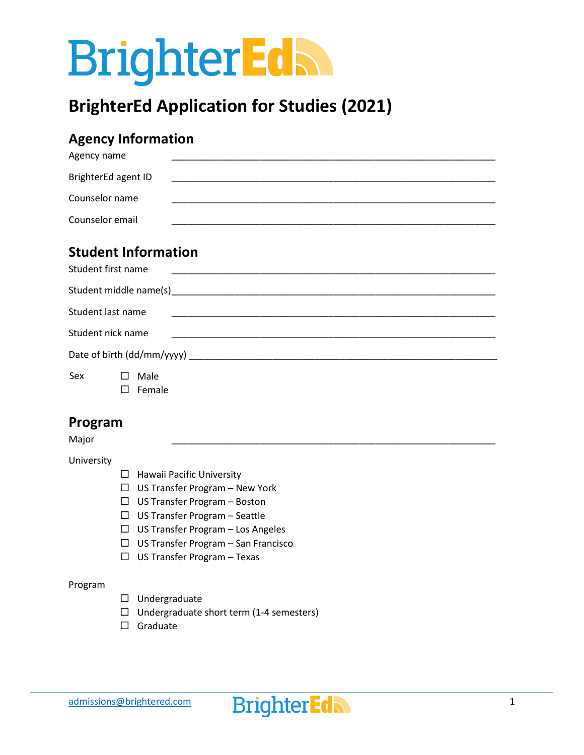BrighterEd

# BrighterEd Application for Studies (2021)

## Agency Information

Agency name ____________________________________________________________

BrighterEd agent ID ____________________________________________________________

Counselor name ____________________________________________________________

Counselor email ____________________________________________________________

## Student Information

Student first name ____________________________________________________________

Student middle name(s) ____________________________________________________________

Student last name ____________________________________________________________

Student nick name ____________________________________________________________

Date of birth (dd/mm/yyyy) ____________________________________________________________

Sex

- ☐ Male
- ☐ Female

## Program

Major ____________________________________________________________

University

- ☐ Hawaii Pacific University
- ☐ US Transfer Program – New York
- ☐ US Transfer Program – Boston
- ☐ US Transfer Program – Seattle
- ☐ US Transfer Program – Los Angeles
- ☐ US Transfer Program – San Francisco
- ☐ US Transfer Program – Texas

Program

- ☐ Undergraduate
- ☐ Undergraduate short term (1-4 semesters)
- ☐ Graduate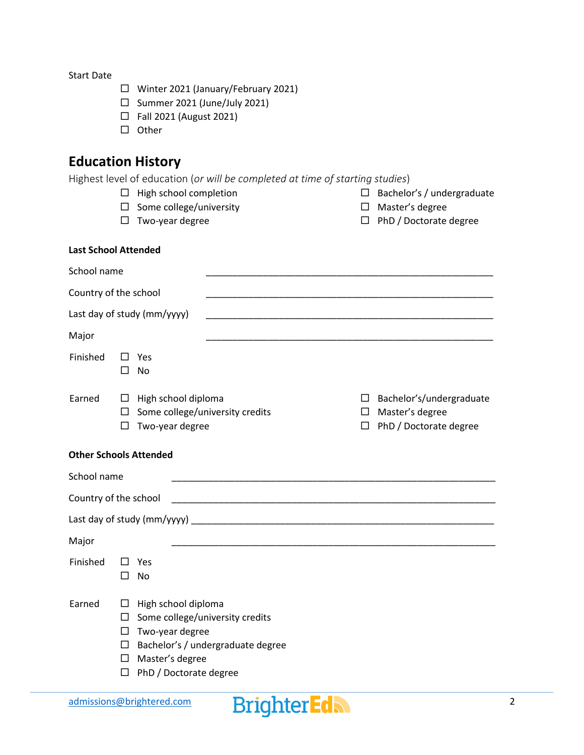Start Date

- ☐ Winter 2021 (January/February 2021)
- ☐ Summer 2021 (June/July 2021)
- ☐ Fall 2021 (August 2021)
- ☐ Other

## Education History

Highest level of education (*or will be completed at time of starting studies*)

- ☐ High school completion
- ☐ Some college/university
- ☐ Two-year degree
- ☐ Bachelor's / undergraduate
- ☐ Master's degree
- ☐ PhD / Doctorate degree

**Last School Attended**

School name \_\_\_\_\_\_\_\_\_\_\_\_\_\_\_\_\_\_\_\_\_\_\_\_\_\_\_\_\_\_\_\_\_\_\_\_\_\_\_\_\_\_\_\_\_\_\_\_\_\_\_\_

Country of the school \_\_\_\_\_\_\_\_\_\_\_\_\_\_\_\_\_\_\_\_\_\_\_\_\_\_\_\_\_\_\_\_\_\_\_\_\_\_\_\_\_\_\_\_\_\_\_\_\_\_\_\_

Last day of study (mm/yyyy) \_\_\_\_\_\_\_\_\_\_\_\_\_\_\_\_\_\_\_\_\_\_\_\_\_\_\_\_\_\_\_\_\_\_\_\_\_\_\_\_\_\_\_\_\_\_\_\_\_\_\_\_

Major \_\_\_\_\_\_\_\_\_\_\_\_\_\_\_\_\_\_\_\_\_\_\_\_\_\_\_\_\_\_\_\_\_\_\_\_\_\_\_\_\_\_\_\_\_\_\_\_\_\_\_\_

Finished
- ☐ Yes
- ☐ No

Earned
- ☐ High school diploma
- ☐ Some college/university credits
- ☐ Two-year degree
- ☐ Bachelor's/undergraduate
- ☐ Master's degree
- ☐ PhD / Doctorate degree

**Other Schools Attended**

School name \_\_\_\_\_\_\_\_\_\_\_\_\_\_\_\_\_\_\_\_\_\_\_\_\_\_\_\_\_\_\_\_\_\_\_\_\_\_\_\_\_\_\_\_\_\_\_\_\_\_\_\_\_\_\_\_

Country of the school \_\_\_\_\_\_\_\_\_\_\_\_\_\_\_\_\_\_\_\_\_\_\_\_\_\_\_\_\_\_\_\_\_\_\_\_\_\_\_\_\_\_\_\_\_\_\_\_\_\_\_\_\_\_\_\_

Last day of study (mm/yyyy) \_\_\_\_\_\_\_\_\_\_\_\_\_\_\_\_\_\_\_\_\_\_\_\_\_\_\_\_\_\_\_\_\_\_\_\_\_\_\_\_\_\_\_\_\_\_\_\_\_\_\_\_\_\_\_\_

Major \_\_\_\_\_\_\_\_\_\_\_\_\_\_\_\_\_\_\_\_\_\_\_\_\_\_\_\_\_\_\_\_\_\_\_\_\_\_\_\_\_\_\_\_\_\_\_\_\_\_\_\_\_\_\_\_

Finished
- ☐ Yes
- ☐ No

Earned
- ☐ High school diploma
- ☐ Some college/university credits
- ☐ Two-year degree
- ☐ Bachelor's / undergraduate degree
- ☐ Master's degree
- ☐ PhD / Doctorate degree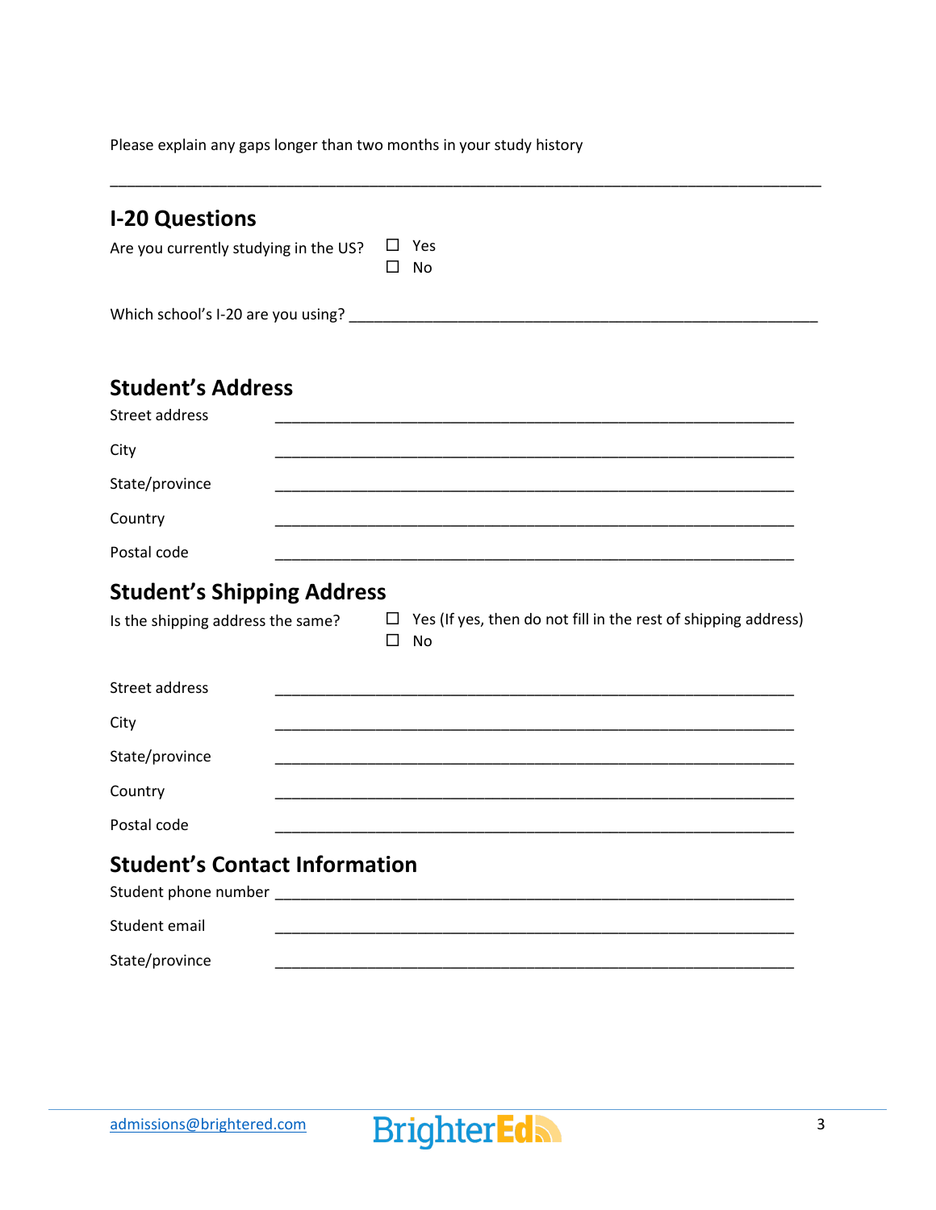Please explain any gaps longer than two months in your study history

________________________________________________________________________________

## I-20 Questions

Are you currently studying in the US?

- ☐ Yes
- ☐ No

Which school's I-20 are you using? ______________________________________________________

## Student's Address

Street address ____________________________________________________________

City ____________________________________________________________

State/province ____________________________________________________________

Country ____________________________________________________________

Postal code ____________________________________________________________

## Student's Shipping Address

Is the shipping address the same?

- ☐ Yes (If yes, then do not fill in the rest of shipping address)
- ☐ No

Street address ____________________________________________________________

City ____________________________________________________________

State/province ____________________________________________________________

Country ____________________________________________________________

Postal code ____________________________________________________________

## Student's Contact Information

Student phone number ____________________________________________________________

Student email ____________________________________________________________

State/province ____________________________________________________________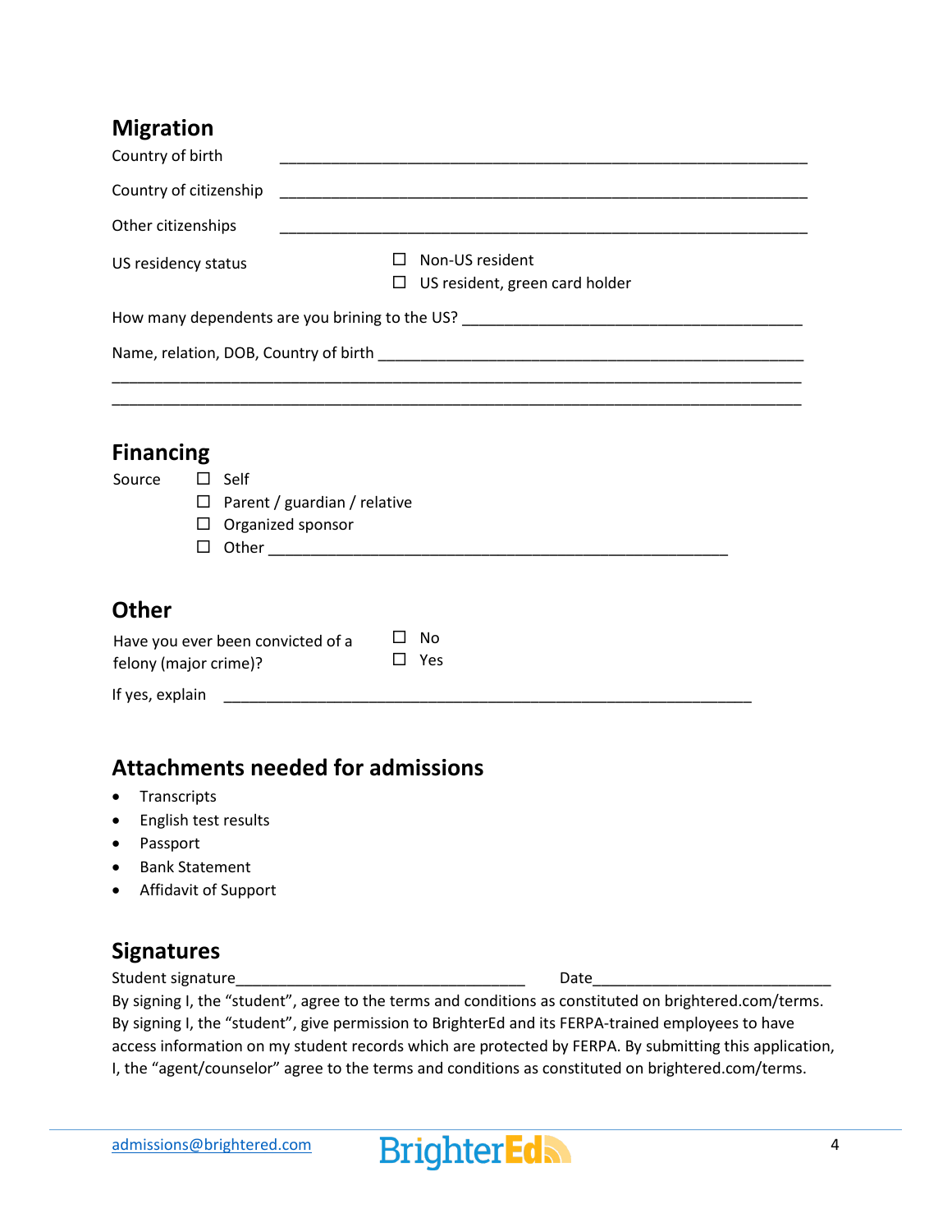## Migration

Country of birth ________________________________________________

Country of citizenship ________________________________________________

Other citizenships ________________________________________________

US residency status

- ☐ Non-US resident
- ☐ US resident, green card holder

How many dependents are you brining to the US? ______________________________

Name, relation, DOB, Country of birth ______________________________________

________________________________________________________________

________________________________________________________________

## Financing

Source

- ☐ Self
- ☐ Parent / guardian / relative
- ☐ Organized sponsor
- ☐ Other ________________________________________

## Other

Have you ever been convicted of a felony (major crime)?

- ☐ No
- ☐ Yes

If yes, explain ________________________________________________

## Attachments needed for admissions

- Transcripts
- English test results
- Passport
- Bank Statement
- Affidavit of Support

## Signatures

Student signature__________________________ Date_____________________

By signing I, the "student", agree to the terms and conditions as constituted on brightered.com/terms. By signing I, the "student", give permission to BrighterEd and its FERPA-trained employees to have access information on my student records which are protected by FERPA. By submitting this application, I, the "agent/counselor" agree to the terms and conditions as constituted on brightered.com/terms.

admissions@brightered.com

BrighterEd